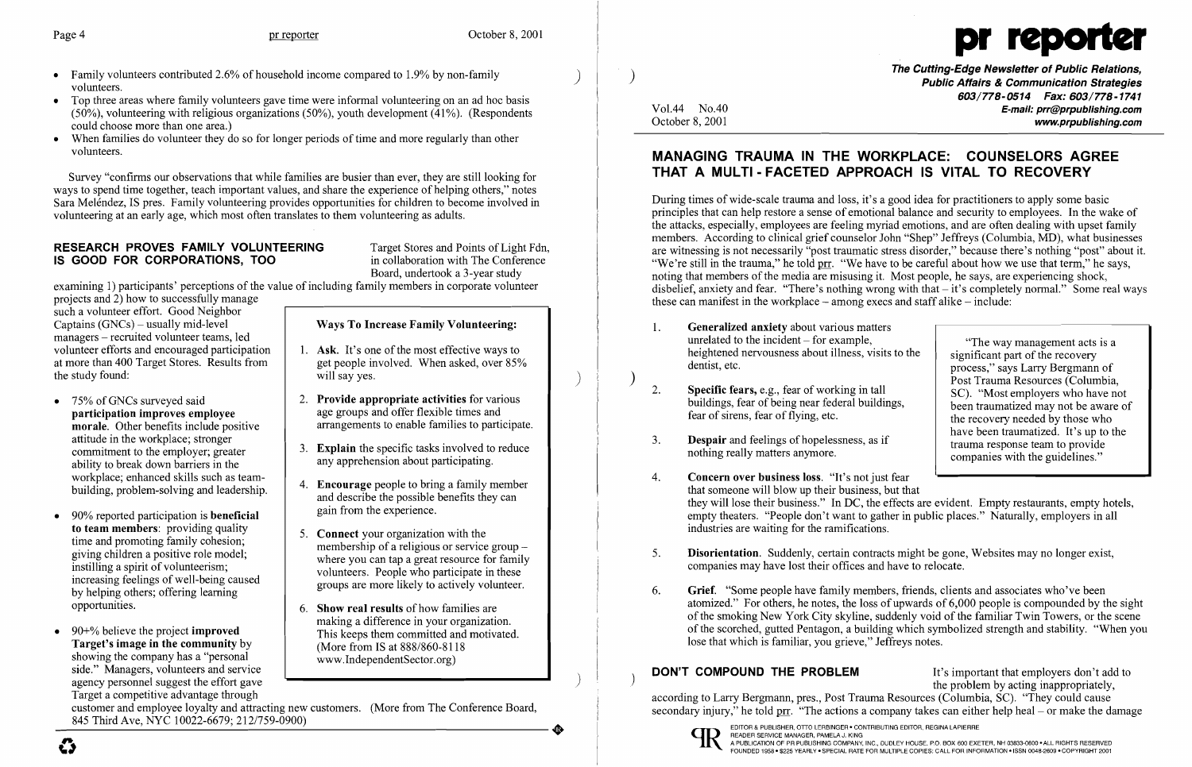- Family volunteers contributed 2.6% of household income compared to 1.9% by non-family volunteers.
- Top three areas where family volunteers gave time were informal volunteering on an ad hoc basis (50%), volunteering with religious organizations (50%), youth development (41%). (Respondents could choose more than one area.)
- When families do volunteer they do so for longer periods of time and more regularly than other volunteers.

Survey "confirms our observations that while families are busier than ever, they are still looking for ways to spend time together, teach important values, and share the experience of helping others," notes Sara Meléndez, IS pres. Family volunteering provides opportunities for children to become involved in volunteering at an early age, which most often translates to them volunteering as adults.

## RESEARCH PROVES FAMILY VOLUNTEERING IS GOOD FOR CORPORATIONS, TOO

Target Stores and Points of Light Fdn, in collaboration with The Conference Board, undertook a 3-year study examining 1) participants' perceptions of the value of including family members in corporate volunteer projects and 2) how to successfully manage such a volunteer effort. Good Neighbor Captains (GNCs) – usually mid-level managers – recruited volunteer teams, led volunteer efforts and encouraged participation at more than 400 Target Stores. Results from the study found:

- 75% of GNCs surveyed said **participation improves employee morale**. Other benefits include positive attitude in the workplace; stronger commitment to the employer; greater ability to break down barriers in the workplace; enhanced skills such as team-building, problem-solving and leadership.
- 90% reported participation is **beneficial to team members**: providing quality time and promoting family cohesion; giving children a positive role model; instilling a spirit of volunteerism; increasing feelings of well-being caused by helping others; offering learning opportunities.
- 90+% believe the project **improved Target's image in the community** by showing the company has a "personal side." Managers, volunteers and service agency personnel suggest the effort gave Target a competitive advantage through customer and employee loyalty and attracting new customers. (More from The Conference Board, 845 Third Ave, NYC 10022-6679; 212/759-0900)

**Ways To Increase Family Volunteering:**

1. **Ask.** It's one of the most effective ways to get people involved. When asked, over 85% will say yes.
2. **Provide appropriate activities** for various age groups and offer flexible times and arrangements to enable families to participate.
3. **Explain** the specific tasks involved to reduce any apprehension about participating.
4. **Encourage** people to bring a family member and describe the possible benefits they can gain from the experience.
5. **Connect** your organization with the membership of a religious or service group – where you can tap a great resource for family volunteers. People who participate in these groups are more likely to actively volunteer.
6. **Show real results** of how families are making a difference in your organization. This keeps them committed and motivated. (More from IS at 888/860-8118 www.IndependentSector.org)

# pr reporter

**The Cutting-Edge Newsletter of Public Relations, Public Affairs & Communication Strategies**
603/778-0514 Fax: 603/778-1741
E-mail: prr@prpublishing.com
www.prpublishing.com

Vol.44 No.40
October 8, 2001

## MANAGING TRAUMA IN THE WORKPLACE: COUNSELORS AGREE THAT A MULTI-FACETED APPROACH IS VITAL TO RECOVERY

During times of wide-scale trauma and loss, it's a good idea for practitioners to apply some basic principles that can help restore a sense of emotional balance and security to employees. In the wake of the attacks, especially, employees are feeling myriad emotions, and are often dealing with upset family members. According to clinical grief counselor John "Shep" Jeffreys (Columbia, MD), what businesses are witnessing is not necessarily "post traumatic stress disorder," because there's nothing "post" about it. "We're still in the trauma," he told prr. "We have to be careful about how we use that term," he says, noting that members of the media are misusing it. Most people, he says, are experiencing shock, disbelief, anxiety and fear. "There's nothing wrong with that – it's completely normal." Some real ways these can manifest in the workplace – among execs and staff alike – include:

1. **Generalized anxiety** about various matters unrelated to the incident – for example, heightened nervousness about illness, visits to the dentist, etc.
2. **Specific fears**, e.g., fear of working in tall buildings, fear of being near federal buildings, fear of sirens, fear of flying, etc.
3. **Despair** and feelings of hopelessness, as if nothing really matters anymore.
4. **Concern over business loss**. "It's not just fear that someone will blow up their business, but that they will lose their business." In DC, the effects are evident. Empty restaurants, empty hotels, empty theaters. "People don't want to gather in public places." Naturally, employers in all industries are waiting for the ramifications.
5. **Disorientation**. Suddenly, certain contracts might be gone, Websites may no longer exist, companies may have lost their offices and have to relocate.
6. **Grief**. "Some people have family members, friends, clients and associates who've been atomized." For others, he notes, the loss of upwards of 6,000 people is compounded by the sight of the smoking New York City skyline, suddenly void of the familiar Twin Towers, or the scene of the scorched, gutted Pentagon, a building which symbolized strength and stability. "When you lose that which is familiar, you grieve," Jeffreys notes.

"The way management acts is a significant part of the recovery process," says Larry Bergmann of Post Trauma Resources (Columbia, SC). "Most employers who have not been traumatized may not be aware of the recovery needed by those who have been traumatized. It's up to the trauma response team to provide companies with the guidelines."

## DON'T COMPOUND THE PROBLEM

It's important that employers don't add to the problem by acting inappropriately, according to Larry Bergmann, pres., Post Trauma Resources (Columbia, SC). "They could cause secondary injury," he told prr. "The actions a company takes can either help heal – or make the damage

EDITOR & PUBLISHER, OTTO LERBINGER • CONTRIBUTING EDITOR, REGINA LAPIERRE
READER SERVICE MANAGER, PAMELA J. KING
A PUBLICATION OF PR PUBLISHING COMPANY, INC., DUDLEY HOUSE, P.O. BOX 600 EXETER, NH 03833-0600 • ALL RIGHTS RESERVED
FOUNDED 1958 • $225 YEARLY • SPECIAL RATE FOR MULTIPLE COPIES: CALL FOR INFORMATION • ISSN 0048-2609 • COPYRIGHT 2001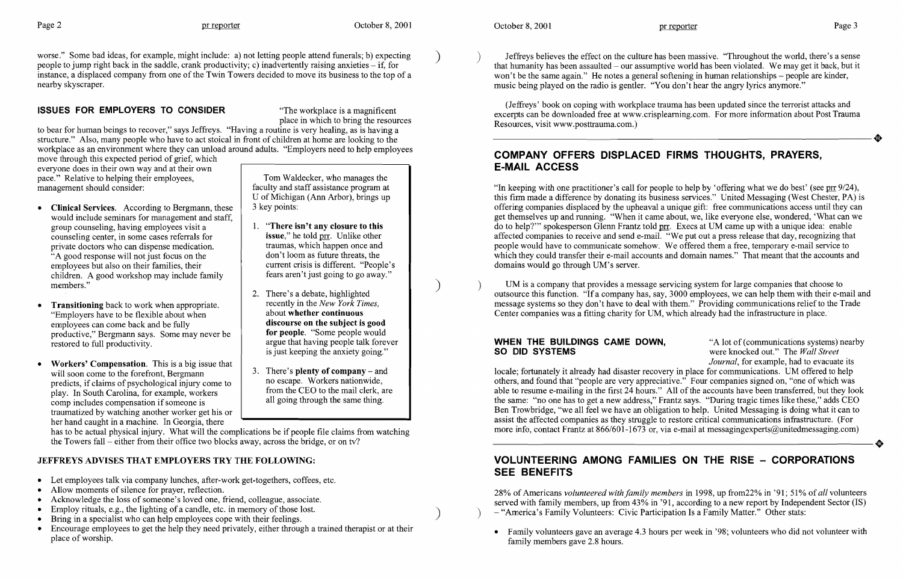worse." Some bad ideas, for example, might include: a) not letting people attend funerals; b) expecting people to jump right back in the saddle, crank productivity; c) inadvertently raising anxieties – if, for instance, a displaced company from one of the Twin Towers decided to move its business to the top of a nearby skyscraper.

### ISSUES FOR EMPLOYERS TO CONSIDER

"The workplace is a magnificent place in which to bring the resources to bear for human beings to recover," says Jeffreys. "Having a routine is very healing, as is having a structure." Also, many people who have to act stoical in front of children at home are looking to the workplace as an environment where they can unload around adults. "Employers need to help employees move through this expected period of grief, which everyone does in their own way and at their own pace." Relative to helping their employees, management should consider:

- **Clinical Services**. According to Bergmann, these would include seminars for management and staff, group counseling, having employees visit a counseling center, in some cases referrals for private doctors who can dispense medication. "A good response will not just focus on the employees but also on their families, their children. A good workshop may include family members."
- **Transitioning** back to work when appropriate. "Employers have to be flexible about when employees can come back and be fully productive," Bergmann says. Some may never be restored to full productivity.
- **Workers' Compensation**. This is a big issue that will soon come to the forefront, Bergmann predicts, if claims of psychological injury come to play. In South Carolina, for example, workers comp includes compensation if someone is traumatized by watching another worker get his or her hand caught in a machine. In Georgia, there has to be actual physical injury. What will the complications be if people file claims from watching the Towers fall – either from their office two blocks away, across the bridge, or on tv?

Tom Waldecker, who manages the faculty and staff assistance program at U of Michigan (Ann Arbor), brings up 3 key points:

1. **"There isn't any closure to this issue,"** he told prr. Unlike other traumas, which happen once and don't loom as future threats, the current crisis is different. "People's fears aren't just going to go away."
2. There's a debate, highlighted recently in the *New York Times,* about **whether continuous discourse on the subject is good for people**. "Some people would argue that having people talk forever is just keeping the anxiety going."
3. There's **plenty of company** – and no escape. Workers nationwide, from the CEO to the mail clerk, are all going through the same thing.

### JEFFREYS ADVISES THAT EMPLOYERS TRY THE FOLLOWING:

- Let employees talk via company lunches, after-work get-togethers, coffees, etc.
- Allow moments of silence for prayer, reflection.
- Acknowledge the loss of someone's loved one, friend, colleague, associate.
- Employ rituals, e.g., the lighting of a candle, etc. in memory of those lost.
- Bring in a specialist who can help employees cope with their feelings.
- Encourage employees to get the help they need privately, either through a trained therapist or at their place of worship.

Jeffreys believes the effect on the culture has been massive. "Throughout the world, there's a sense that humanity has been assaulted – our assumptive world has been violated. We may get it back, but it won't be the same again." He notes a general softening in human relationships – people are kinder, music being played on the radio is gentler. "You don't hear the angry lyrics anymore."

(Jeffreys' book on coping with workplace trauma has been updated since the terrorist attacks and excerpts can be downloaded free at www.crisplearning.com. For more information about Post Trauma Resources, visit www.posttrauma.com.)

## COMPANY OFFERS DISPLACED FIRMS THOUGHTS, PRAYERS, E-MAIL ACCESS

"In keeping with one practitioner's call for people to help by 'offering what we do best' (see prr 9/24), this firm made a difference by donating its business services." United Messaging (West Chester, PA) is offering companies displaced by the upheaval a unique gift: free communications access until they can get themselves up and running. "When it came about, we, like everyone else, wondered, 'What can we do to help?'" spokesperson Glenn Frantz told prr. Execs at UM came up with a unique idea: enable affected companies to receive and send e-mail. "We put out a press release that day, recognizing that people would have to communicate somehow. We offered them a free, temporary e-mail service to which they could transfer their e-mail accounts and domain names." That meant that the accounts and domains would go through UM's server.

UM is a company that provides a message servicing system for large companies that choose to outsource this function. "If a company has, say, 3000 employees, we can help them with their e-mail and message systems so they don't have to deal with them." Providing communications relief to the Trade Center companies was a fitting charity for UM, which already had the infrastructure in place.

### WHEN THE BUILDINGS CAME DOWN, SO DID SYSTEMS

"A lot of (communications systems) nearby were knocked out." The *Wall Street Journal*, for example, had to evacuate its locale; fortunately it already had disaster recovery in place for communications. UM offered to help others, and found that "people are very appreciative." Four companies signed on, "one of which was able to resume e-mailing in the first 24 hours." All of the accounts have been transferred, but they look the same: "no one has to get a new address," Frantz says. "During tragic times like these," adds CEO Ben Trowbridge, "we all feel we have an obligation to help. United Messaging is doing what it can to assist the affected companies as they struggle to restore critical communications infrastructure. (For more info, contact Frantz at 866/601-1673 or, via e-mail at messagingexperts@unitedmessaging.com)

## VOLUNTEERING AMONG FAMILIES ON THE RISE – CORPORATIONS SEE BENEFITS

28% of Americans *volunteered with family members* in 1998, up from22% in '91; 51% of *all* volunteers served with family members, up from 43% in '91, according to a new report by Independent Sector (IS) – "America's Family Volunteers: Civic Participation Is a Family Matter." Other stats:

- Family volunteers gave an average 4.3 hours per week in '98; volunteers who did not volunteer with family members gave 2.8 hours.